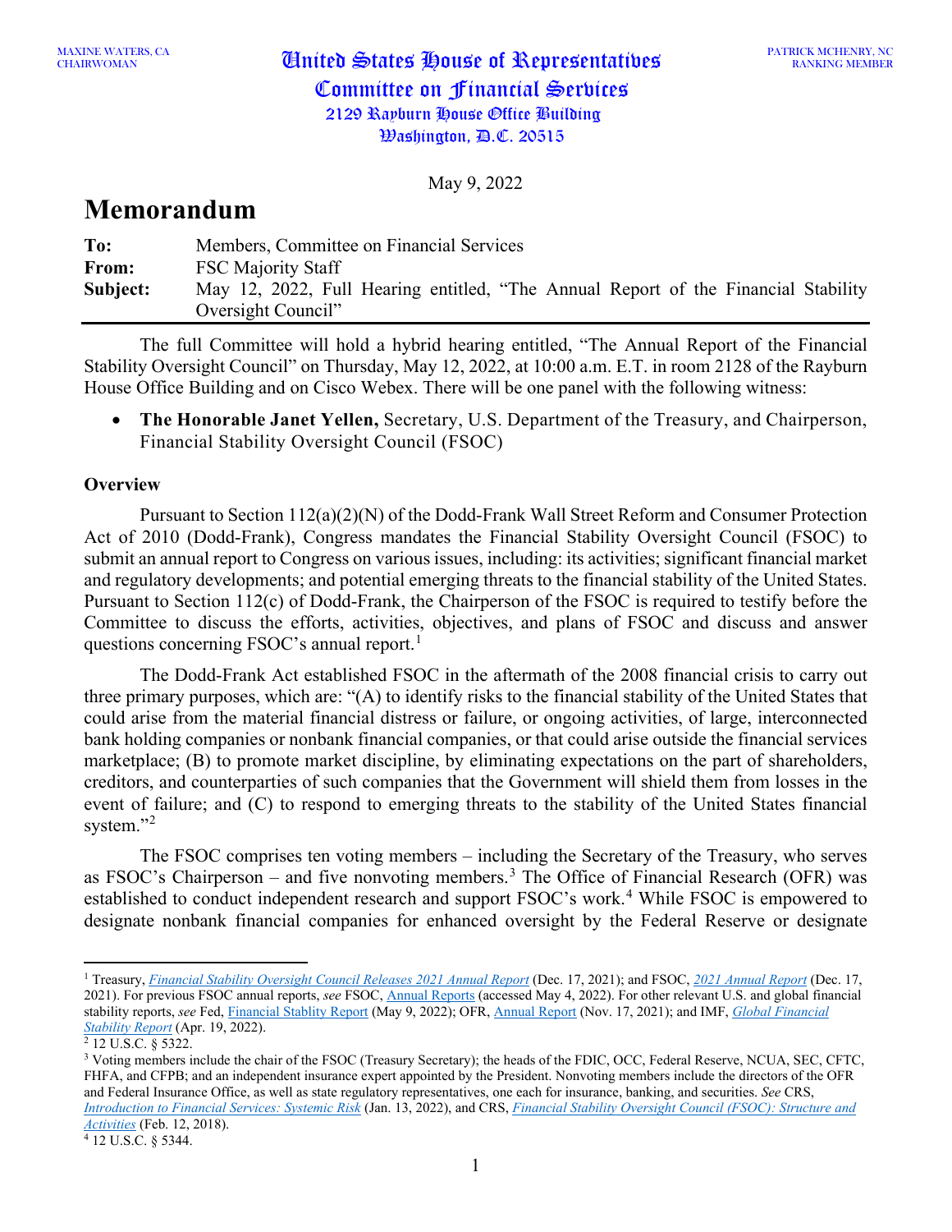MAXINE WATERS, CA
CHAIRWOMAN

# United States House of Representatives
## Committee on Financial Services
2129 Rayburn House Office Building
Washington, D.C. 20515

PATRICK MCHENRY, NC
RANKING MEMBER

May 9, 2022

# Memorandum

**To:** Members, Committee on Financial Services
**From:** FSC Majority Staff
**Subject:** May 12, 2022, Full Hearing entitled, "The Annual Report of the Financial Stability Oversight Council"

The full Committee will hold a hybrid hearing entitled, "The Annual Report of the Financial Stability Oversight Council" on Thursday, May 12, 2022, at 10:00 a.m. E.T. in room 2128 of the Rayburn House Office Building and on Cisco Webex. There will be one panel with the following witness:

- **The Honorable Janet Yellen,** Secretary, U.S. Department of the Treasury, and Chairperson, Financial Stability Oversight Council (FSOC)

### Overview

Pursuant to Section 112(a)(2)(N) of the Dodd-Frank Wall Street Reform and Consumer Protection Act of 2010 (Dodd-Frank), Congress mandates the Financial Stability Oversight Council (FSOC) to submit an annual report to Congress on various issues, including: its activities; significant financial market and regulatory developments; and potential emerging threats to the financial stability of the United States. Pursuant to Section 112(c) of Dodd-Frank, the Chairperson of the FSOC is required to testify before the Committee to discuss the efforts, activities, objectives, and plans of FSOC and discuss and answer questions concerning FSOC's annual report.[1]

The Dodd-Frank Act established FSOC in the aftermath of the 2008 financial crisis to carry out three primary purposes, which are: "(A) to identify risks to the financial stability of the United States that could arise from the material financial distress or failure, or ongoing activities, of large, interconnected bank holding companies or nonbank financial companies, or that could arise outside the financial services marketplace; (B) to promote market discipline, by eliminating expectations on the part of shareholders, creditors, and counterparties of such companies that the Government will shield them from losses in the event of failure; and (C) to respond to emerging threats to the stability of the United States financial system."[2]

The FSOC comprises ten voting members – including the Secretary of the Treasury, who serves as FSOC's Chairperson – and five nonvoting members.[3] The Office of Financial Research (OFR) was established to conduct independent research and support FSOC's work.[4] While FSOC is empowered to designate nonbank financial companies for enhanced oversight by the Federal Reserve or designate

---

[1] Treasury, *Financial Stability Oversight Council Releases 2021 Annual Report* (Dec. 17, 2021); and FSOC, *2021 Annual Report* (Dec. 17, 2021). For previous FSOC annual reports, *see* FSOC, Annual Reports (accessed May 4, 2022). For other relevant U.S. and global financial stability reports, *see* Fed, Financial Stablity Report (May 9, 2022); OFR, Annual Report (Nov. 17, 2021); and IMF, *Global Financial Stability Report* (Apr. 19, 2022).

[2] 12 U.S.C. § 5322.

[3] Voting members include the chair of the FSOC (Treasury Secretary); the heads of the FDIC, OCC, Federal Reserve, NCUA, SEC, CFTC, FHFA, and CFPB; and an independent insurance expert appointed by the President. Nonvoting members include the directors of the OFR and Federal Insurance Office, as well as state regulatory representatives, one each for insurance, banking, and securities. *See* CRS, *Introduction to Financial Services: Systemic Risk* (Jan. 13, 2022), and CRS, *Financial Stability Oversight Council (FSOC): Structure and Activities* (Feb. 12, 2018).

[4] 12 U.S.C. § 5344.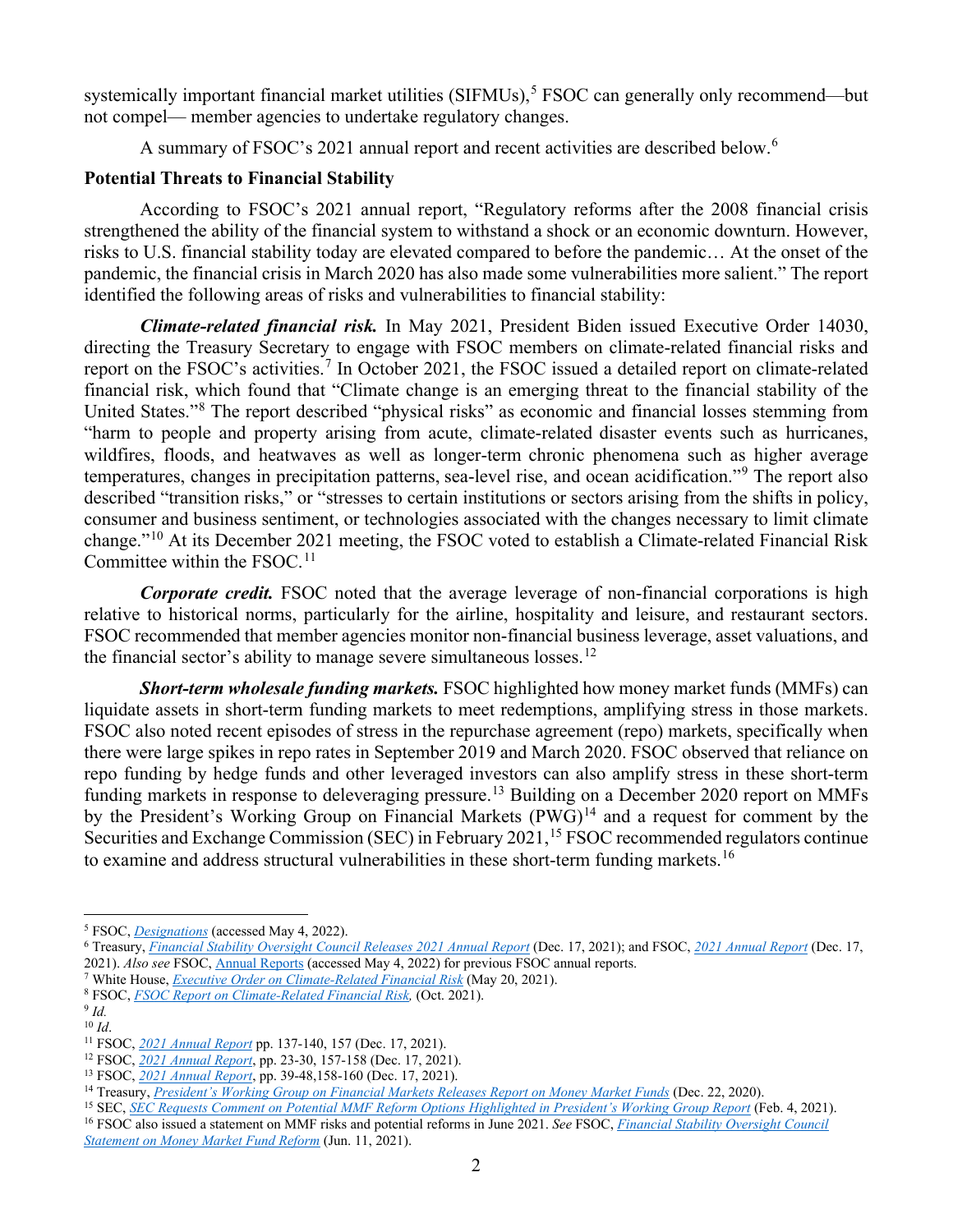systemically important financial market utilities (SIFMUs),[5] FSOC can generally only recommend—but not compel— member agencies to undertake regulatory changes.

A summary of FSOC's 2021 annual report and recent activities are described below.[6]

**Potential Threats to Financial Stability**

According to FSOC's 2021 annual report, "Regulatory reforms after the 2008 financial crisis strengthened the ability of the financial system to withstand a shock or an economic downturn. However, risks to U.S. financial stability today are elevated compared to before the pandemic… At the onset of the pandemic, the financial crisis in March 2020 has also made some vulnerabilities more salient." The report identified the following areas of risks and vulnerabilities to financial stability:

***Climate-related financial risk.*** In May 2021, President Biden issued Executive Order 14030, directing the Treasury Secretary to engage with FSOC members on climate-related financial risks and report on the FSOC's activities.[7] In October 2021, the FSOC issued a detailed report on climate-related financial risk, which found that "Climate change is an emerging threat to the financial stability of the United States."[8] The report described "physical risks" as economic and financial losses stemming from "harm to people and property arising from acute, climate-related disaster events such as hurricanes, wildfires, floods, and heatwaves as well as longer-term chronic phenomena such as higher average temperatures, changes in precipitation patterns, sea-level rise, and ocean acidification."[9] The report also described "transition risks," or "stresses to certain institutions or sectors arising from the shifts in policy, consumer and business sentiment, or technologies associated with the changes necessary to limit climate change."[10] At its December 2021 meeting, the FSOC voted to establish a Climate-related Financial Risk Committee within the FSOC.[11]

***Corporate credit.*** FSOC noted that the average leverage of non-financial corporations is high relative to historical norms, particularly for the airline, hospitality and leisure, and restaurant sectors. FSOC recommended that member agencies monitor non-financial business leverage, asset valuations, and the financial sector's ability to manage severe simultaneous losses.[12]

***Short-term wholesale funding markets.*** FSOC highlighted how money market funds (MMFs) can liquidate assets in short-term funding markets to meet redemptions, amplifying stress in those markets. FSOC also noted recent episodes of stress in the repurchase agreement (repo) markets, specifically when there were large spikes in repo rates in September 2019 and March 2020. FSOC observed that reliance on repo funding by hedge funds and other leveraged investors can also amplify stress in these short-term funding markets in response to deleveraging pressure.[13] Building on a December 2020 report on MMFs by the President's Working Group on Financial Markets (PWG)[14] and a request for comment by the Securities and Exchange Commission (SEC) in February 2021,[15] FSOC recommended regulators continue to examine and address structural vulnerabilities in these short-term funding markets.[16]

---

[5] FSOC, *Designations* (accessed May 4, 2022).

[6] Treasury, *Financial Stability Oversight Council Releases 2021 Annual Report* (Dec. 17, 2021); and FSOC, *2021 Annual Report* (Dec. 17, 2021). *Also see* FSOC, Annual Reports (accessed May 4, 2022) for previous FSOC annual reports.

[7] White House, *Executive Order on Climate-Related Financial Risk* (May 20, 2021).

[8] FSOC, *FSOC Report on Climate-Related Financial Risk,* (Oct. 2021).

[9] *Id.*

[10] *Id*.

[11] FSOC, *2021 Annual Report* pp. 137-140, 157 (Dec. 17, 2021).

[12] FSOC, *2021 Annual Report*, pp. 23-30, 157-158 (Dec. 17, 2021).

[13] FSOC, *2021 Annual Report*, pp. 39-48,158-160 (Dec. 17, 2021).

[14] Treasury, *President's Working Group on Financial Markets Releases Report on Money Market Funds* (Dec. 22, 2020).

[15] SEC, *SEC Requests Comment on Potential MMF Reform Options Highlighted in President's Working Group Report* (Feb. 4, 2021).

[16] FSOC also issued a statement on MMF risks and potential reforms in June 2021. *See* FSOC, *Financial Stability Oversight Council Statement on Money Market Fund Reform* (Jun. 11, 2021).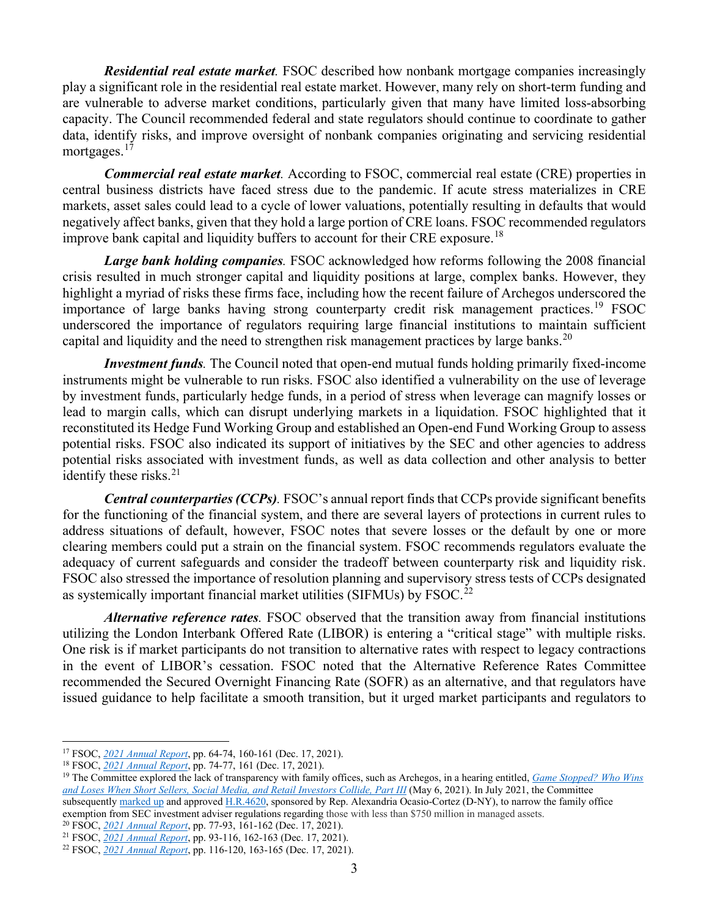***Residential real estate market.*** FSOC described how nonbank mortgage companies increasingly play a significant role in the residential real estate market. However, many rely on short-term funding and are vulnerable to adverse market conditions, particularly given that many have limited loss-absorbing capacity. The Council recommended federal and state regulators should continue to coordinate to gather data, identify risks, and improve oversight of nonbank companies originating and servicing residential mortgages.[17]

***Commercial real estate market.*** According to FSOC, commercial real estate (CRE) properties in central business districts have faced stress due to the pandemic. If acute stress materializes in CRE markets, asset sales could lead to a cycle of lower valuations, potentially resulting in defaults that would negatively affect banks, given that they hold a large portion of CRE loans. FSOC recommended regulators improve bank capital and liquidity buffers to account for their CRE exposure.[18]

***Large bank holding companies.*** FSOC acknowledged how reforms following the 2008 financial crisis resulted in much stronger capital and liquidity positions at large, complex banks. However, they highlight a myriad of risks these firms face, including how the recent failure of Archegos underscored the importance of large banks having strong counterparty credit risk management practices.[19] FSOC underscored the importance of regulators requiring large financial institutions to maintain sufficient capital and liquidity and the need to strengthen risk management practices by large banks.[20]

***Investment funds.*** The Council noted that open-end mutual funds holding primarily fixed-income instruments might be vulnerable to run risks. FSOC also identified a vulnerability on the use of leverage by investment funds, particularly hedge funds, in a period of stress when leverage can magnify losses or lead to margin calls, which can disrupt underlying markets in a liquidation. FSOC highlighted that it reconstituted its Hedge Fund Working Group and established an Open-end Fund Working Group to assess potential risks. FSOC also indicated its support of initiatives by the SEC and other agencies to address potential risks associated with investment funds, as well as data collection and other analysis to better identify these risks.[21]

***Central counterparties (CCPs).*** FSOC's annual report finds that CCPs provide significant benefits for the functioning of the financial system, and there are several layers of protections in current rules to address situations of default, however, FSOC notes that severe losses or the default by one or more clearing members could put a strain on the financial system. FSOC recommends regulators evaluate the adequacy of current safeguards and consider the tradeoff between counterparty risk and liquidity risk. FSOC also stressed the importance of resolution planning and supervisory stress tests of CCPs designated as systemically important financial market utilities (SIFMUs) by FSOC.[22]

***Alternative reference rates.*** FSOC observed that the transition away from financial institutions utilizing the London Interbank Offered Rate (LIBOR) is entering a "critical stage" with multiple risks. One risk is if market participants do not transition to alternative rates with respect to legacy contractions in the event of LIBOR's cessation. FSOC noted that the Alternative Reference Rates Committee recommended the Secured Overnight Financing Rate (SOFR) as an alternative, and that regulators have issued guidance to help facilitate a smooth transition, but it urged market participants and regulators to

---

[17] FSOC, *2021 Annual Report*, pp. 64-74, 160-161 (Dec. 17, 2021).

[18] FSOC, *2021 Annual Report*, pp. 74-77, 161 (Dec. 17, 2021).

[19] The Committee explored the lack of transparency with family offices, such as Archegos, in a hearing entitled, *Game Stopped? Who Wins and Loses When Short Sellers, Social Media, and Retail Investors Collide, Part III* (May 6, 2021). In July 2021, the Committee subsequently marked up and approved H.R.4620, sponsored by Rep. Alexandria Ocasio-Cortez (D-NY), to narrow the family office exemption from SEC investment adviser regulations regarding those with less than $750 million in managed assets.

[20] FSOC, *2021 Annual Report*, pp. 77-93, 161-162 (Dec. 17, 2021).

[21] FSOC, *2021 Annual Report*, pp. 93-116, 162-163 (Dec. 17, 2021).

[22] FSOC, *2021 Annual Report*, pp. 116-120, 163-165 (Dec. 17, 2021).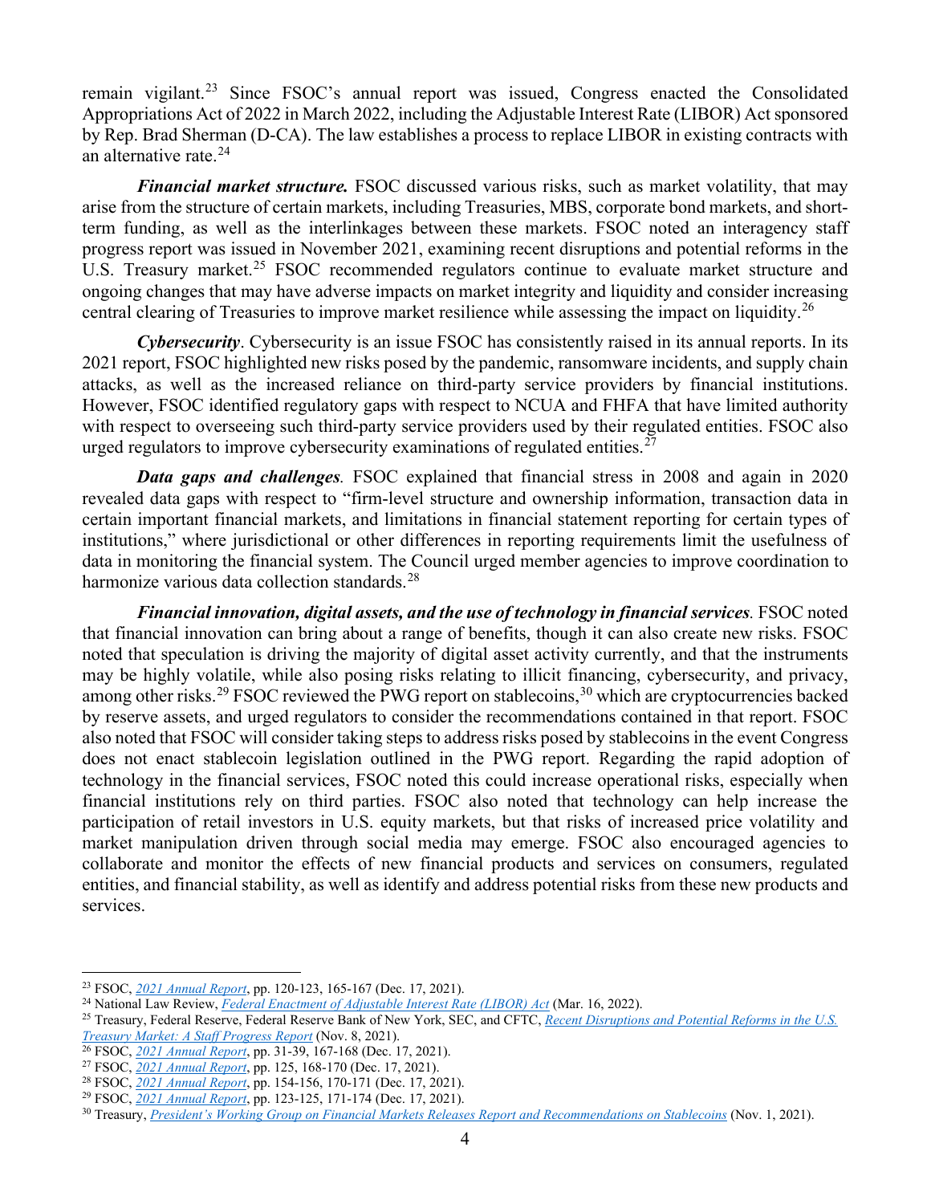remain vigilant.[23] Since FSOC's annual report was issued, Congress enacted the Consolidated Appropriations Act of 2022 in March 2022, including the Adjustable Interest Rate (LIBOR) Act sponsored by Rep. Brad Sherman (D-CA). The law establishes a process to replace LIBOR in existing contracts with an alternative rate.[24]

***Financial market structure.*** FSOC discussed various risks, such as market volatility, that may arise from the structure of certain markets, including Treasuries, MBS, corporate bond markets, and short-term funding, as well as the interlinkages between these markets. FSOC noted an interagency staff progress report was issued in November 2021, examining recent disruptions and potential reforms in the U.S. Treasury market.[25] FSOC recommended regulators continue to evaluate market structure and ongoing changes that may have adverse impacts on market integrity and liquidity and consider increasing central clearing of Treasuries to improve market resilience while assessing the impact on liquidity.[26]

***Cybersecurity***. Cybersecurity is an issue FSOC has consistently raised in its annual reports. In its 2021 report, FSOC highlighted new risks posed by the pandemic, ransomware incidents, and supply chain attacks, as well as the increased reliance on third-party service providers by financial institutions. However, FSOC identified regulatory gaps with respect to NCUA and FHFA that have limited authority with respect to overseeing such third-party service providers used by their regulated entities. FSOC also urged regulators to improve cybersecurity examinations of regulated entities.[27]

***Data gaps and challenges***. FSOC explained that financial stress in 2008 and again in 2020 revealed data gaps with respect to "firm-level structure and ownership information, transaction data in certain important financial markets, and limitations in financial statement reporting for certain types of institutions," where jurisdictional or other differences in reporting requirements limit the usefulness of data in monitoring the financial system. The Council urged member agencies to improve coordination to harmonize various data collection standards.[28]

***Financial innovation, digital assets, and the use of technology in financial services***. FSOC noted that financial innovation can bring about a range of benefits, though it can also create new risks. FSOC noted that speculation is driving the majority of digital asset activity currently, and that the instruments may be highly volatile, while also posing risks relating to illicit financing, cybersecurity, and privacy, among other risks.[29] FSOC reviewed the PWG report on stablecoins,[30] which are cryptocurrencies backed by reserve assets, and urged regulators to consider the recommendations contained in that report. FSOC also noted that FSOC will consider taking steps to address risks posed by stablecoins in the event Congress does not enact stablecoin legislation outlined in the PWG report. Regarding the rapid adoption of technology in the financial services, FSOC noted this could increase operational risks, especially when financial institutions rely on third parties. FSOC also noted that technology can help increase the participation of retail investors in U.S. equity markets, but that risks of increased price volatility and market manipulation driven through social media may emerge. FSOC also encouraged agencies to collaborate and monitor the effects of new financial products and services on consumers, regulated entities, and financial stability, as well as identify and address potential risks from these new products and services.

---

[23] FSOC, *2021 Annual Report*, pp. 120-123, 165-167 (Dec. 17, 2021).

[24] National Law Review, *Federal Enactment of Adjustable Interest Rate (LIBOR) Act* (Mar. 16, 2022).

[25] Treasury, Federal Reserve, Federal Reserve Bank of New York, SEC, and CFTC, *Recent Disruptions and Potential Reforms in the U.S. Treasury Market: A Staff Progress Report* (Nov. 8, 2021).

[26] FSOC, *2021 Annual Report*, pp. 31-39, 167-168 (Dec. 17, 2021).

[27] FSOC, *2021 Annual Report*, pp. 125, 168-170 (Dec. 17, 2021).

[28] FSOC, *2021 Annual Report*, pp. 154-156, 170-171 (Dec. 17, 2021).

[29] FSOC, *2021 Annual Report*, pp. 123-125, 171-174 (Dec. 17, 2021).

[30] Treasury, *President's Working Group on Financial Markets Releases Report and Recommendations on Stablecoins* (Nov. 1, 2021).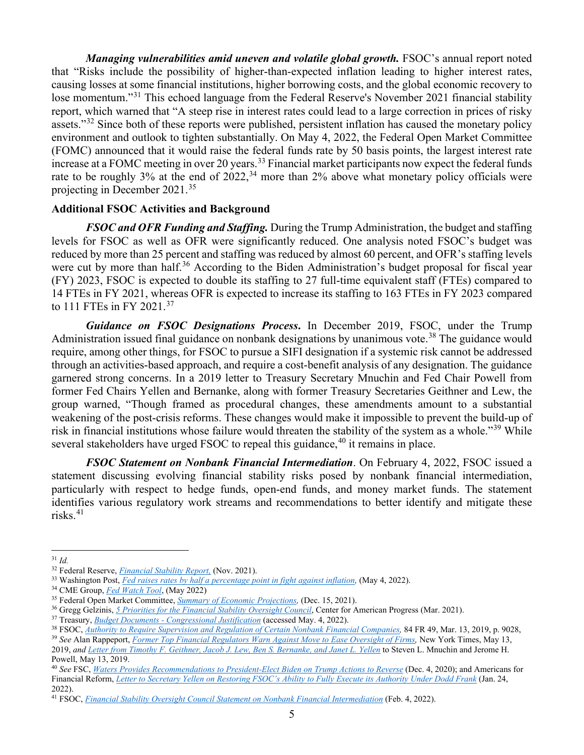***Managing vulnerabilities amid uneven and volatile global growth.*** FSOC's annual report noted that "Risks include the possibility of higher-than-expected inflation leading to higher interest rates, causing losses at some financial institutions, higher borrowing costs, and the global economic recovery to lose momentum."[31] This echoed language from the Federal Reserve's November 2021 financial stability report, which warned that "A steep rise in interest rates could lead to a large correction in prices of risky assets."[32] Since both of these reports were published, persistent inflation has caused the monetary policy environment and outlook to tighten substantially. On May 4, 2022, the Federal Open Market Committee (FOMC) announced that it would raise the federal funds rate by 50 basis points, the largest interest rate increase at a FOMC meeting in over 20 years.[33] Financial market participants now expect the federal funds rate to be roughly 3% at the end of 2022,[34] more than 2% above what monetary policy officials were projecting in December 2021.[35]

**Additional FSOC Activities and Background**

***FSOC and OFR Funding and Staffing.*** During the Trump Administration, the budget and staffing levels for FSOC as well as OFR were significantly reduced. One analysis noted FSOC's budget was reduced by more than 25 percent and staffing was reduced by almost 60 percent, and OFR's staffing levels were cut by more than half.[36] According to the Biden Administration's budget proposal for fiscal year (FY) 2023, FSOC is expected to double its staffing to 27 full-time equivalent staff (FTEs) compared to 14 FTEs in FY 2021, whereas OFR is expected to increase its staffing to 163 FTEs in FY 2023 compared to 111 FTEs in FY 2021.[37]

***Guidance on FSOC Designations Process.*** In December 2019, FSOC, under the Trump Administration issued final guidance on nonbank designations by unanimous vote.[38] The guidance would require, among other things, for FSOC to pursue a SIFI designation if a systemic risk cannot be addressed through an activities-based approach, and require a cost-benefit analysis of any designation. The guidance garnered strong concerns. In a 2019 letter to Treasury Secretary Mnuchin and Fed Chair Powell from former Fed Chairs Yellen and Bernanke, along with former Treasury Secretaries Geithner and Lew, the group warned, "Though framed as procedural changes, these amendments amount to a substantial weakening of the post-crisis reforms. These changes would make it impossible to prevent the build-up of risk in financial institutions whose failure would threaten the stability of the system as a whole."[39] While several stakeholders have urged FSOC to repeal this guidance,[40] it remains in place.

***FSOC Statement on Nonbank Financial Intermediation***. On February 4, 2022, FSOC issued a statement discussing evolving financial stability risks posed by nonbank financial intermediation, particularly with respect to hedge funds, open-end funds, and money market funds. The statement identifies various regulatory work streams and recommendations to better identify and mitigate these risks.[41]

---

[31] *Id.*

[32] Federal Reserve, *Financial Stability Report,* (Nov. 2021).

[33] Washington Post, *Fed raises rates by half a percentage point in fight against inflation,* (May 4, 2022).

[34] CME Group, *Fed Watch Tool*, (May 2022)

[35] Federal Open Market Committee, *Summary of Economic Projections,* (Dec. 15, 2021).

[36] Gregg Gelzinis, *5 Priorities for the Financial Stability Oversight Council*, Center for American Progress (Mar. 2021).

[37] Treasury, *Budget Documents - Congressional Justification* (accessed May. 4, 2022).

[38] FSOC, *Authority to Require Supervision and Regulation of Certain Nonbank Financial Companies,* 84 FR 49, Mar. 13, 2019, p. 9028,

[39] *See* Alan Rappeport, *Former Top Financial Regulators Warn Against Move to Ease Oversight of Firms,* New York Times, May 13, 2019, *and Letter from Timothy F. Geithner, Jacob J. Lew, Ben S. Bernanke, and Janet L. Yellen* to Steven L. Mnuchin and Jerome H. Powell, May 13, 2019.

[40] *See* FSC, *Waters Provides Recommendations to President-Elect Biden on Trump Actions to Reverse* (Dec. 4, 2020); and Americans for Financial Reform, *Letter to Secretary Yellen on Restoring FSOC's Ability to Fully Execute its Authority Under Dodd Frank* (Jan. 24, 2022).

[41] FSOC, *Financial Stability Oversight Council Statement on Nonbank Financial Intermediation* (Feb. 4, 2022).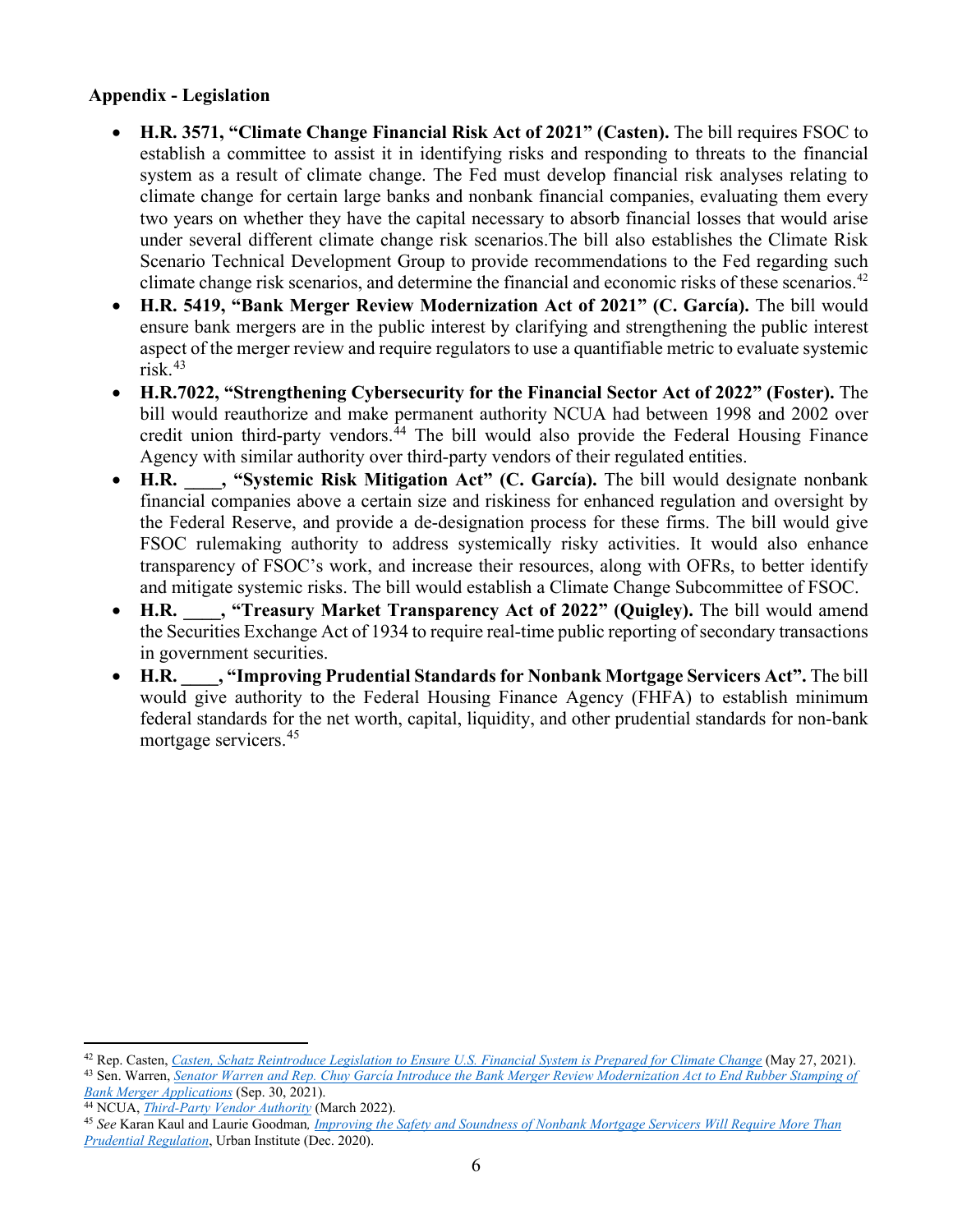**Appendix - Legislation**

- **H.R. 3571, "Climate Change Financial Risk Act of 2021" (Casten).** The bill requires FSOC to establish a committee to assist it in identifying risks and responding to threats to the financial system as a result of climate change. The Fed must develop financial risk analyses relating to climate change for certain large banks and nonbank financial companies, evaluating them every two years on whether they have the capital necessary to absorb financial losses that would arise under several different climate change risk scenarios.The bill also establishes the Climate Risk Scenario Technical Development Group to provide recommendations to the Fed regarding such climate change risk scenarios, and determine the financial and economic risks of these scenarios.[42]
- **H.R. 5419, "Bank Merger Review Modernization Act of 2021" (C. García).** The bill would ensure bank mergers are in the public interest by clarifying and strengthening the public interest aspect of the merger review and require regulators to use a quantifiable metric to evaluate systemic risk.[43]
- **H.R.7022, "Strengthening Cybersecurity for the Financial Sector Act of 2022" (Foster).** The bill would reauthorize and make permanent authority NCUA had between 1998 and 2002 over credit union third-party vendors.[44] The bill would also provide the Federal Housing Finance Agency with similar authority over third-party vendors of their regulated entities.
- **H.R. ____, "Systemic Risk Mitigation Act" (C. García).** The bill would designate nonbank financial companies above a certain size and riskiness for enhanced regulation and oversight by the Federal Reserve, and provide a de-designation process for these firms. The bill would give FSOC rulemaking authority to address systemically risky activities. It would also enhance transparency of FSOC's work, and increase their resources, along with OFRs, to better identify and mitigate systemic risks. The bill would establish a Climate Change Subcommittee of FSOC.
- **H.R. ____, "Treasury Market Transparency Act of 2022" (Quigley).** The bill would amend the Securities Exchange Act of 1934 to require real-time public reporting of secondary transactions in government securities.
- **H.R. ____, "Improving Prudential Standards for Nonbank Mortgage Servicers Act".** The bill would give authority to the Federal Housing Finance Agency (FHFA) to establish minimum federal standards for the net worth, capital, liquidity, and other prudential standards for non-bank mortgage servicers.[45]

---

[42] Rep. Casten, *Casten, Schatz Reintroduce Legislation to Ensure U.S. Financial System is Prepared for Climate Change* (May 27, 2021).

[43] Sen. Warren, *Senator Warren and Rep. Chuy García Introduce the Bank Merger Review Modernization Act to End Rubber Stamping of Bank Merger Applications* (Sep. 30, 2021).

[44] NCUA, *Third-Party Vendor Authority* (March 2022).

[45] *See* Karan Kaul and Laurie Goodman, *Improving the Safety and Soundness of Nonbank Mortgage Servicers Will Require More Than Prudential Regulation*, Urban Institute (Dec. 2020).